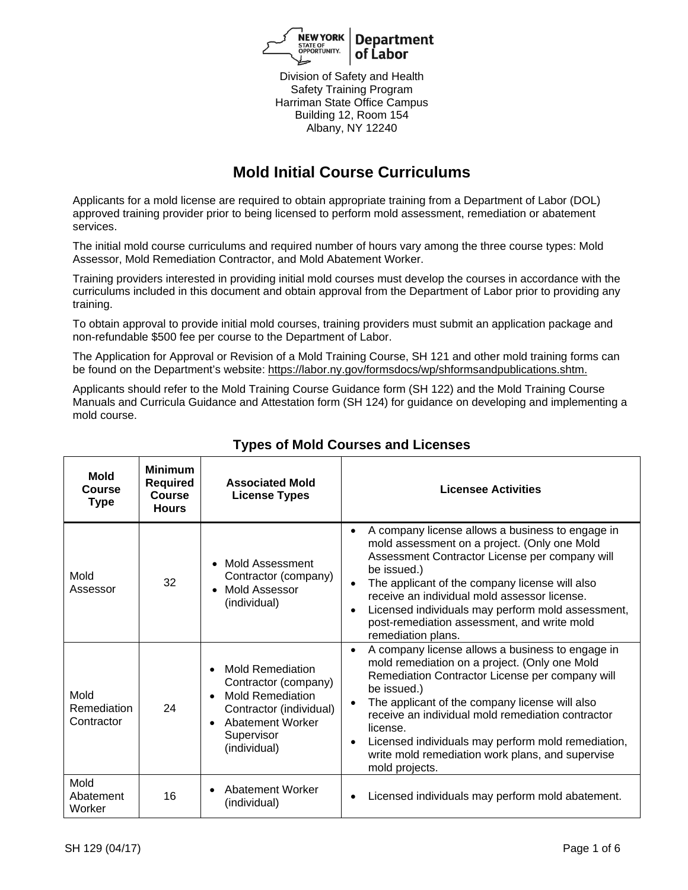New York State of Opportunity | Department of Labor

Division of Safety and Health
Safety Training Program
Harriman State Office Campus
Building 12, Room 154
Albany, NY 12240

# Mold Initial Course Curriculums

Applicants for a mold license are required to obtain appropriate training from a Department of Labor (DOL) approved training provider prior to being licensed to perform mold assessment, remediation or abatement services.

The initial mold course curriculums and required number of hours vary among the three course types: Mold Assessor, Mold Remediation Contractor, and Mold Abatement Worker.

Training providers interested in providing initial mold courses must develop the courses in accordance with the curriculums included in this document and obtain approval from the Department of Labor prior to providing any training.

To obtain approval to provide initial mold courses, training providers must submit an application package and non-refundable $500 fee per course to the Department of Labor.

The Application for Approval or Revision of a Mold Training Course, SH 121 and other mold training forms can be found on the Department's website: https://labor.ny.gov/formsdocs/wp/shformsandpublications.shtm.

Applicants should refer to the Mold Training Course Guidance form (SH 122) and the Mold Training Course Manuals and Curricula Guidance and Attestation form (SH 124) for guidance on developing and implementing a mold course.

## Types of Mold Courses and Licenses

| Mold Course Type | Minimum Required Course Hours | Associated Mold License Types | Licensee Activities |
|---|---|---|---|
| Mold Assessor | 32 | • Mold Assessment Contractor (company)<br>• Mold Assessor (individual) | • A company license allows a business to engage in mold assessment on a project. (Only one Mold Assessment Contractor License per company will be issued.)<br>• The applicant of the company license will also receive an individual mold assessor license.<br>• Licensed individuals may perform mold assessment, post-remediation assessment, and write mold remediation plans. |
| Mold Remediation Contractor | 24 | • Mold Remediation Contractor (company)<br>• Mold Remediation Contractor (individual)<br>• Abatement Worker Supervisor (individual) | • A company license allows a business to engage in mold remediation on a project. (Only one Mold Remediation Contractor License per company will be issued.)<br>• The applicant of the company license will also receive an individual mold remediation contractor license.<br>• Licensed individuals may perform mold remediation, write mold remediation work plans, and supervise mold projects. |
| Mold Abatement Worker | 16 | • Abatement Worker (individual) | • Licensed individuals may perform mold abatement. |

SH 129 (04/17)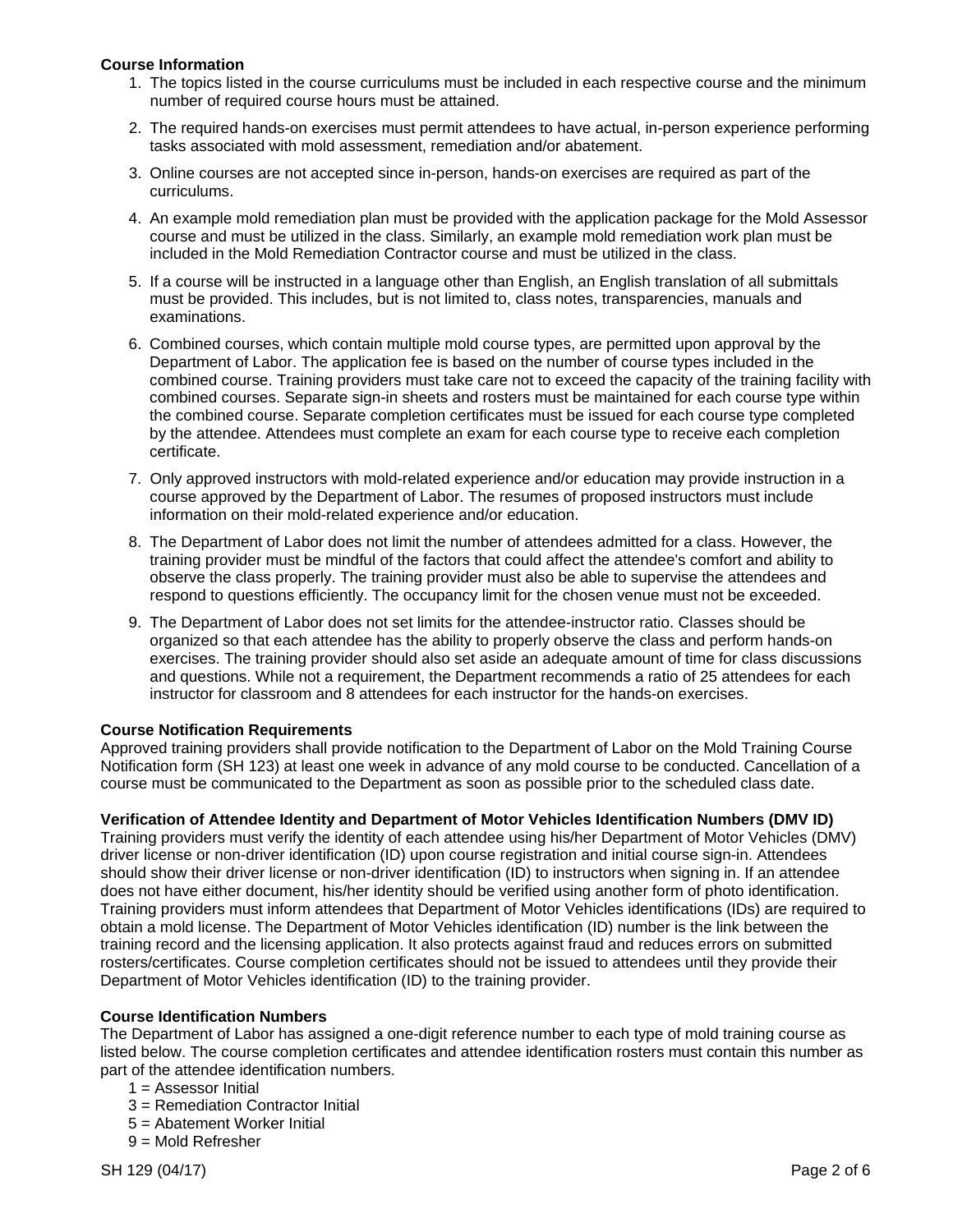**Course Information**

1. The topics listed in the course curriculums must be included in each respective course and the minimum number of required course hours must be attained.
2. The required hands-on exercises must permit attendees to have actual, in-person experience performing tasks associated with mold assessment, remediation and/or abatement.
3. Online courses are not accepted since in-person, hands-on exercises are required as part of the curriculums.
4. An example mold remediation plan must be provided with the application package for the Mold Assessor course and must be utilized in the class. Similarly, an example mold remediation work plan must be included in the Mold Remediation Contractor course and must be utilized in the class.
5. If a course will be instructed in a language other than English, an English translation of all submittals must be provided. This includes, but is not limited to, class notes, transparencies, manuals and examinations.
6. Combined courses, which contain multiple mold course types, are permitted upon approval by the Department of Labor. The application fee is based on the number of course types included in the combined course. Training providers must take care not to exceed the capacity of the training facility with combined courses. Separate sign-in sheets and rosters must be maintained for each course type within the combined course. Separate completion certificates must be issued for each course type completed by the attendee. Attendees must complete an exam for each course type to receive each completion certificate.
7. Only approved instructors with mold-related experience and/or education may provide instruction in a course approved by the Department of Labor. The resumes of proposed instructors must include information on their mold-related experience and/or education.
8. The Department of Labor does not limit the number of attendees admitted for a class. However, the training provider must be mindful of the factors that could affect the attendee's comfort and ability to observe the class properly. The training provider must also be able to supervise the attendees and respond to questions efficiently. The occupancy limit for the chosen venue must not be exceeded.
9. The Department of Labor does not set limits for the attendee-instructor ratio. Classes should be organized so that each attendee has the ability to properly observe the class and perform hands-on exercises. The training provider should also set aside an adequate amount of time for class discussions and questions. While not a requirement, the Department recommends a ratio of 25 attendees for each instructor for classroom and 8 attendees for each instructor for the hands-on exercises.

**Course Notification Requirements**

Approved training providers shall provide notification to the Department of Labor on the Mold Training Course Notification form (SH 123) at least one week in advance of any mold course to be conducted. Cancellation of a course must be communicated to the Department as soon as possible prior to the scheduled class date.

**Verification of Attendee Identity and Department of Motor Vehicles Identification Numbers (DMV ID)**

Training providers must verify the identity of each attendee using his/her Department of Motor Vehicles (DMV) driver license or non-driver identification (ID) upon course registration and initial course sign-in. Attendees should show their driver license or non-driver identification (ID) to instructors when signing in. If an attendee does not have either document, his/her identity should be verified using another form of photo identification. Training providers must inform attendees that Department of Motor Vehicles identifications (IDs) are required to obtain a mold license. The Department of Motor Vehicles identification (ID) number is the link between the training record and the licensing application. It also protects against fraud and reduces errors on submitted rosters/certificates. Course completion certificates should not be issued to attendees until they provide their Department of Motor Vehicles identification (ID) to the training provider.

**Course Identification Numbers**

The Department of Labor has assigned a one-digit reference number to each type of mold training course as listed below. The course completion certificates and attendee identification rosters must contain this number as part of the attendee identification numbers.

1 = Assessor Initial
3 = Remediation Contractor Initial
5 = Abatement Worker Initial
9 = Mold Refresher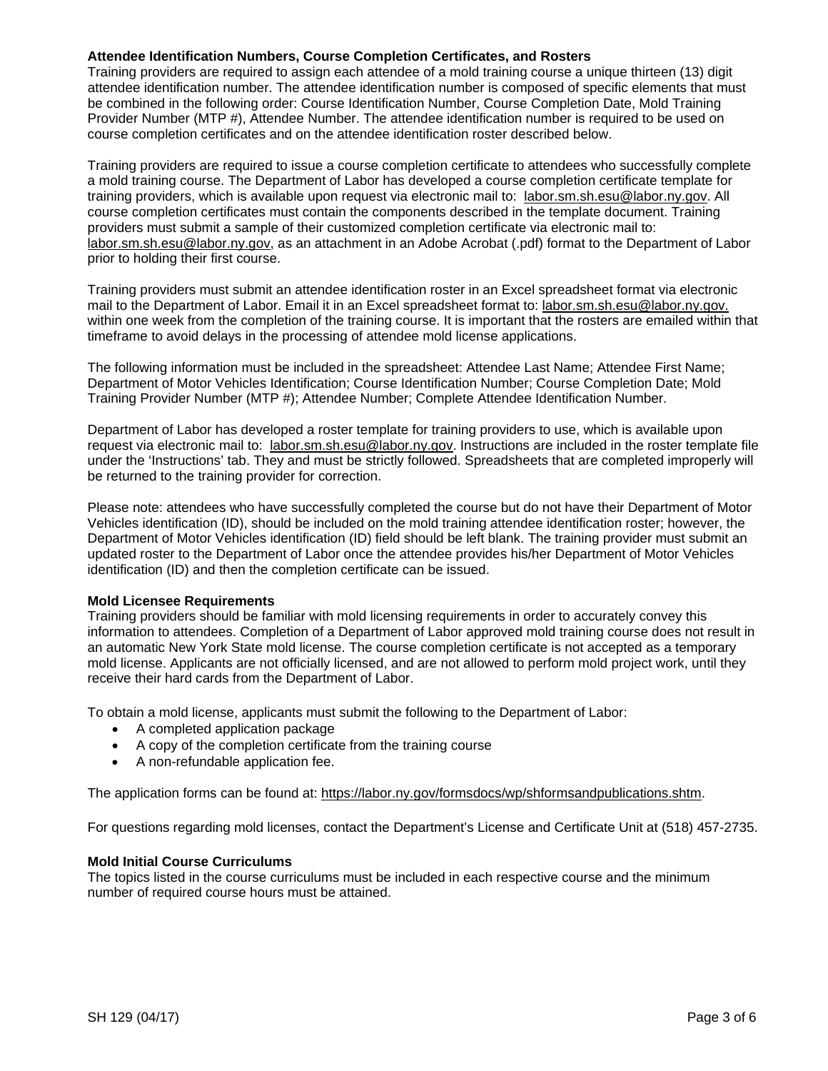### Attendee Identification Numbers, Course Completion Certificates, and Rosters

Training providers are required to assign each attendee of a mold training course a unique thirteen (13) digit attendee identification number. The attendee identification number is composed of specific elements that must be combined in the following order: Course Identification Number, Course Completion Date, Mold Training Provider Number (MTP #), Attendee Number. The attendee identification number is required to be used on course completion certificates and on the attendee identification roster described below.

Training providers are required to issue a course completion certificate to attendees who successfully complete a mold training course. The Department of Labor has developed a course completion certificate template for training providers, which is available upon request via electronic mail to: labor.sm.sh.esu@labor.ny.gov. All course completion certificates must contain the components described in the template document. Training providers must submit a sample of their customized completion certificate via electronic mail to: labor.sm.sh.esu@labor.ny.gov, as an attachment in an Adobe Acrobat (.pdf) format to the Department of Labor prior to holding their first course.

Training providers must submit an attendee identification roster in an Excel spreadsheet format via electronic mail to the Department of Labor. Email it in an Excel spreadsheet format to: labor.sm.sh.esu@labor.ny.gov. within one week from the completion of the training course. It is important that the rosters are emailed within that timeframe to avoid delays in the processing of attendee mold license applications.

The following information must be included in the spreadsheet: Attendee Last Name; Attendee First Name; Department of Motor Vehicles Identification; Course Identification Number; Course Completion Date; Mold Training Provider Number (MTP #); Attendee Number; Complete Attendee Identification Number.

Department of Labor has developed a roster template for training providers to use, which is available upon request via electronic mail to: labor.sm.sh.esu@labor.ny.gov. Instructions are included in the roster template file under the 'Instructions' tab. They and must be strictly followed. Spreadsheets that are completed improperly will be returned to the training provider for correction.

Please note: attendees who have successfully completed the course but do not have their Department of Motor Vehicles identification (ID), should be included on the mold training attendee identification roster; however, the Department of Motor Vehicles identification (ID) field should be left blank. The training provider must submit an updated roster to the Department of Labor once the attendee provides his/her Department of Motor Vehicles identification (ID) and then the completion certificate can be issued.

### Mold Licensee Requirements

Training providers should be familiar with mold licensing requirements in order to accurately convey this information to attendees. Completion of a Department of Labor approved mold training course does not result in an automatic New York State mold license. The course completion certificate is not accepted as a temporary mold license. Applicants are not officially licensed, and are not allowed to perform mold project work, until they receive their hard cards from the Department of Labor.

To obtain a mold license, applicants must submit the following to the Department of Labor:

- A completed application package
- A copy of the completion certificate from the training course
- A non-refundable application fee.

The application forms can be found at: https://labor.ny.gov/formsdocs/wp/shformsandpublications.shtm.

For questions regarding mold licenses, contact the Department's License and Certificate Unit at (518) 457-2735.

### Mold Initial Course Curriculums

The topics listed in the course curriculums must be included in each respective course and the minimum number of required course hours must be attained.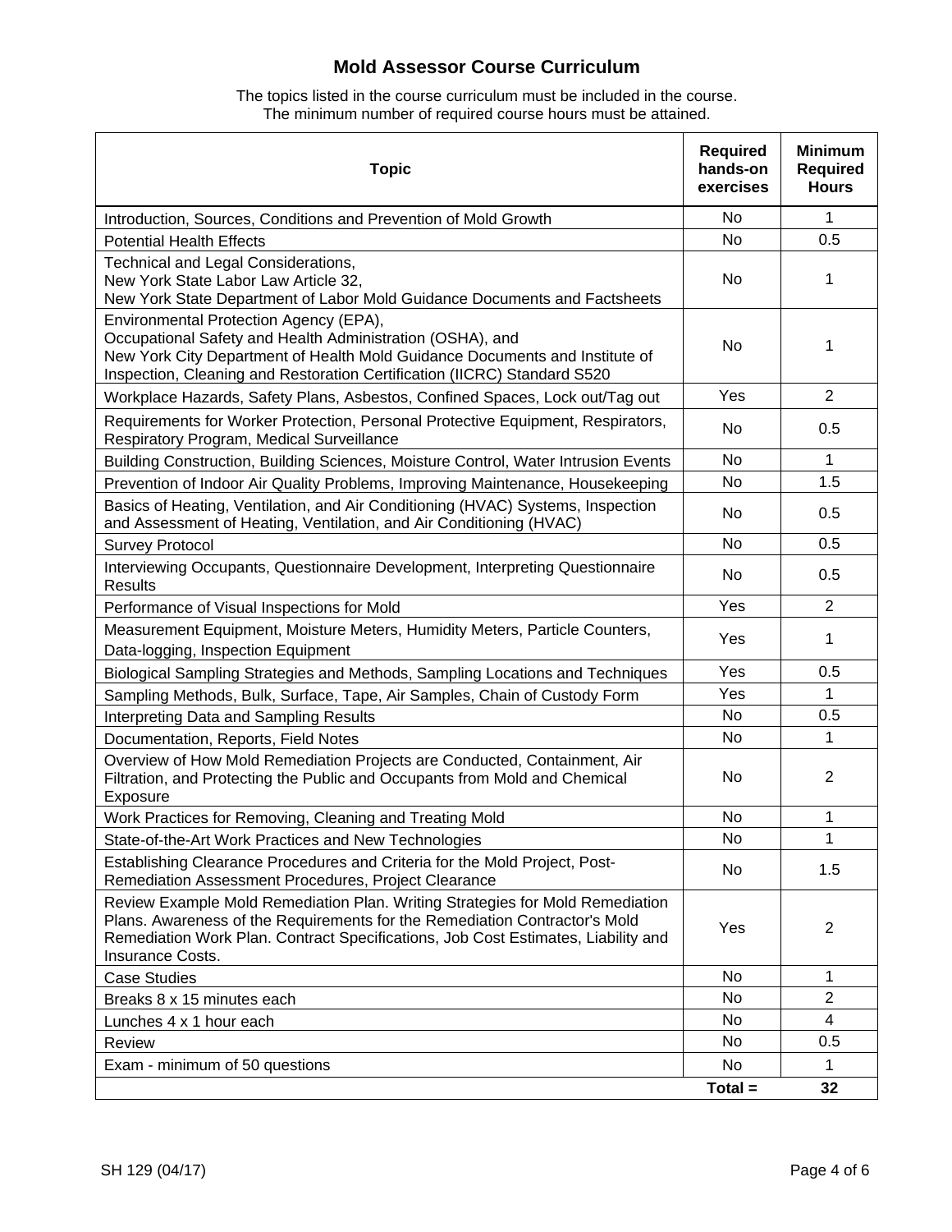# Mold Assessor Course Curriculum

The topics listed in the course curriculum must be included in the course.
The minimum number of required course hours must be attained.

| Topic | Required hands-on exercises | Minimum Required Hours |
|---|---|---|
| Introduction, Sources, Conditions and Prevention of Mold Growth | No | 1 |
| Potential Health Effects | No | 0.5 |
| Technical and Legal Considerations, New York State Labor Law Article 32, New York State Department of Labor Mold Guidance Documents and Factsheets | No | 1 |
| Environmental Protection Agency (EPA), Occupational Safety and Health Administration (OSHA), and New York City Department of Health Mold Guidance Documents and Institute of Inspection, Cleaning and Restoration Certification (IICRC) Standard S520 | No | 1 |
| Workplace Hazards, Safety Plans, Asbestos, Confined Spaces, Lock out/Tag out | Yes | 2 |
| Requirements for Worker Protection, Personal Protective Equipment, Respirators, Respiratory Program, Medical Surveillance | No | 0.5 |
| Building Construction, Building Sciences, Moisture Control, Water Intrusion Events | No | 1 |
| Prevention of Indoor Air Quality Problems, Improving Maintenance, Housekeeping | No | 1.5 |
| Basics of Heating, Ventilation, and Air Conditioning (HVAC) Systems, Inspection and Assessment of Heating, Ventilation, and Air Conditioning (HVAC) | No | 0.5 |
| Survey Protocol | No | 0.5 |
| Interviewing Occupants, Questionnaire Development, Interpreting Questionnaire Results | No | 0.5 |
| Performance of Visual Inspections for Mold | Yes | 2 |
| Measurement Equipment, Moisture Meters, Humidity Meters, Particle Counters, Data-logging, Inspection Equipment | Yes | 1 |
| Biological Sampling Strategies and Methods, Sampling Locations and Techniques | Yes | 0.5 |
| Sampling Methods, Bulk, Surface, Tape, Air Samples, Chain of Custody Form | Yes | 1 |
| Interpreting Data and Sampling Results | No | 0.5 |
| Documentation, Reports, Field Notes | No | 1 |
| Overview of How Mold Remediation Projects are Conducted, Containment, Air Filtration, and Protecting the Public and Occupants from Mold and Chemical Exposure | No | 2 |
| Work Practices for Removing, Cleaning and Treating Mold | No | 1 |
| State-of-the-Art Work Practices and New Technologies | No | 1 |
| Establishing Clearance Procedures and Criteria for the Mold Project, Post-Remediation Assessment Procedures, Project Clearance | No | 1.5 |
| Review Example Mold Remediation Plan. Writing Strategies for Mold Remediation Plans. Awareness of the Requirements for the Remediation Contractor's Mold Remediation Work Plan. Contract Specifications, Job Cost Estimates, Liability and Insurance Costs. | Yes | 2 |
| Case Studies | No | 1 |
| Breaks 8 x 15 minutes each | No | 2 |
| Lunches 4 x 1 hour each | No | 4 |
| Review | No | 0.5 |
| Exam - minimum of 50 questions | No | 1 |
| | **Total =** | **32** |

SH 129 (04/17)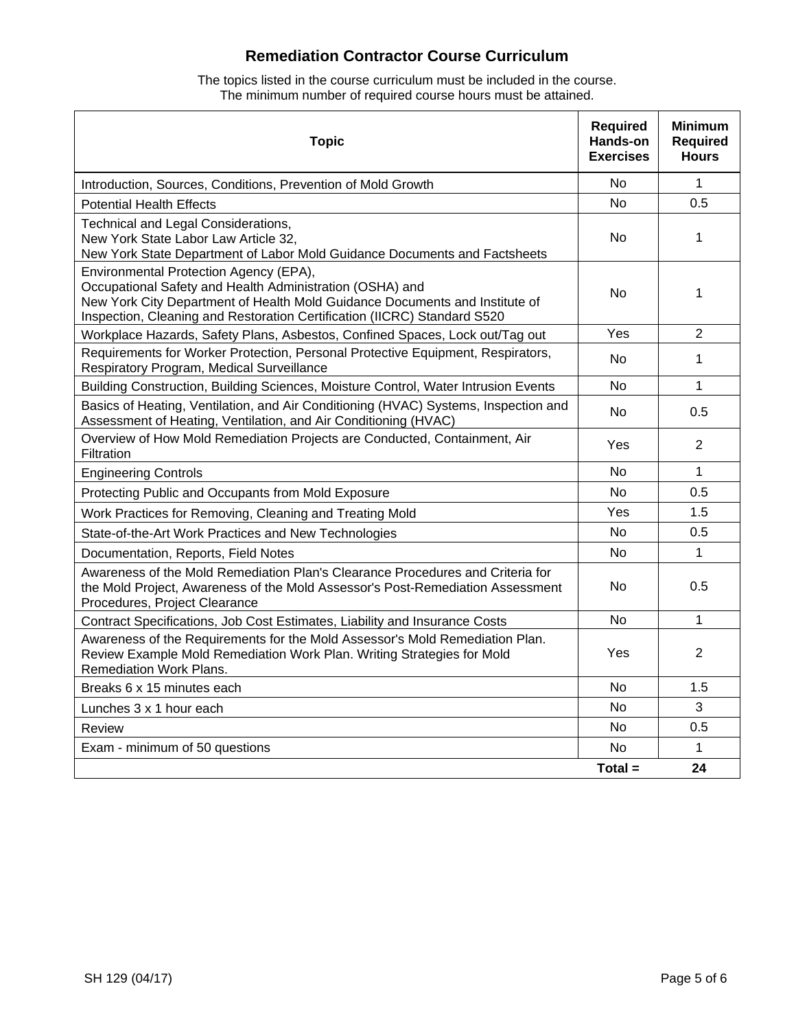# Remediation Contractor Course Curriculum

The topics listed in the course curriculum must be included in the course.
The minimum number of required course hours must be attained.

| Topic | Required Hands-on Exercises | Minimum Required Hours |
|---|---|---|
| Introduction, Sources, Conditions, Prevention of Mold Growth | No | 1 |
| Potential Health Effects | No | 0.5 |
| Technical and Legal Considerations, New York State Labor Law Article 32, New York State Department of Labor Mold Guidance Documents and Factsheets | No | 1 |
| Environmental Protection Agency (EPA), Occupational Safety and Health Administration (OSHA) and New York City Department of Health Mold Guidance Documents and Institute of Inspection, Cleaning and Restoration Certification (IICRC) Standard S520 | No | 1 |
| Workplace Hazards, Safety Plans, Asbestos, Confined Spaces, Lock out/Tag out | Yes | 2 |
| Requirements for Worker Protection, Personal Protective Equipment, Respirators, Respiratory Program, Medical Surveillance | No | 1 |
| Building Construction, Building Sciences, Moisture Control, Water Intrusion Events | No | 1 |
| Basics of Heating, Ventilation, and Air Conditioning (HVAC) Systems, Inspection and Assessment of Heating, Ventilation, and Air Conditioning (HVAC) | No | 0.5 |
| Overview of How Mold Remediation Projects are Conducted, Containment, Air Filtration | Yes | 2 |
| Engineering Controls | No | 1 |
| Protecting Public and Occupants from Mold Exposure | No | 0.5 |
| Work Practices for Removing, Cleaning and Treating Mold | Yes | 1.5 |
| State-of-the-Art Work Practices and New Technologies | No | 0.5 |
| Documentation, Reports, Field Notes | No | 1 |
| Awareness of the Mold Remediation Plan's Clearance Procedures and Criteria for the Mold Project, Awareness of the Mold Assessor's Post-Remediation Assessment Procedures, Project Clearance | No | 0.5 |
| Contract Specifications, Job Cost Estimates, Liability and Insurance Costs | No | 1 |
| Awareness of the Requirements for the Mold Assessor's Mold Remediation Plan. Review Example Mold Remediation Work Plan. Writing Strategies for Mold Remediation Work Plans. | Yes | 2 |
| Breaks 6 x 15 minutes each | No | 1.5 |
| Lunches 3 x 1 hour each | No | 3 |
| Review | No | 0.5 |
| Exam - minimum of 50 questions | No | 1 |
| | **Total =** | **24** |

SH 129 (04/17)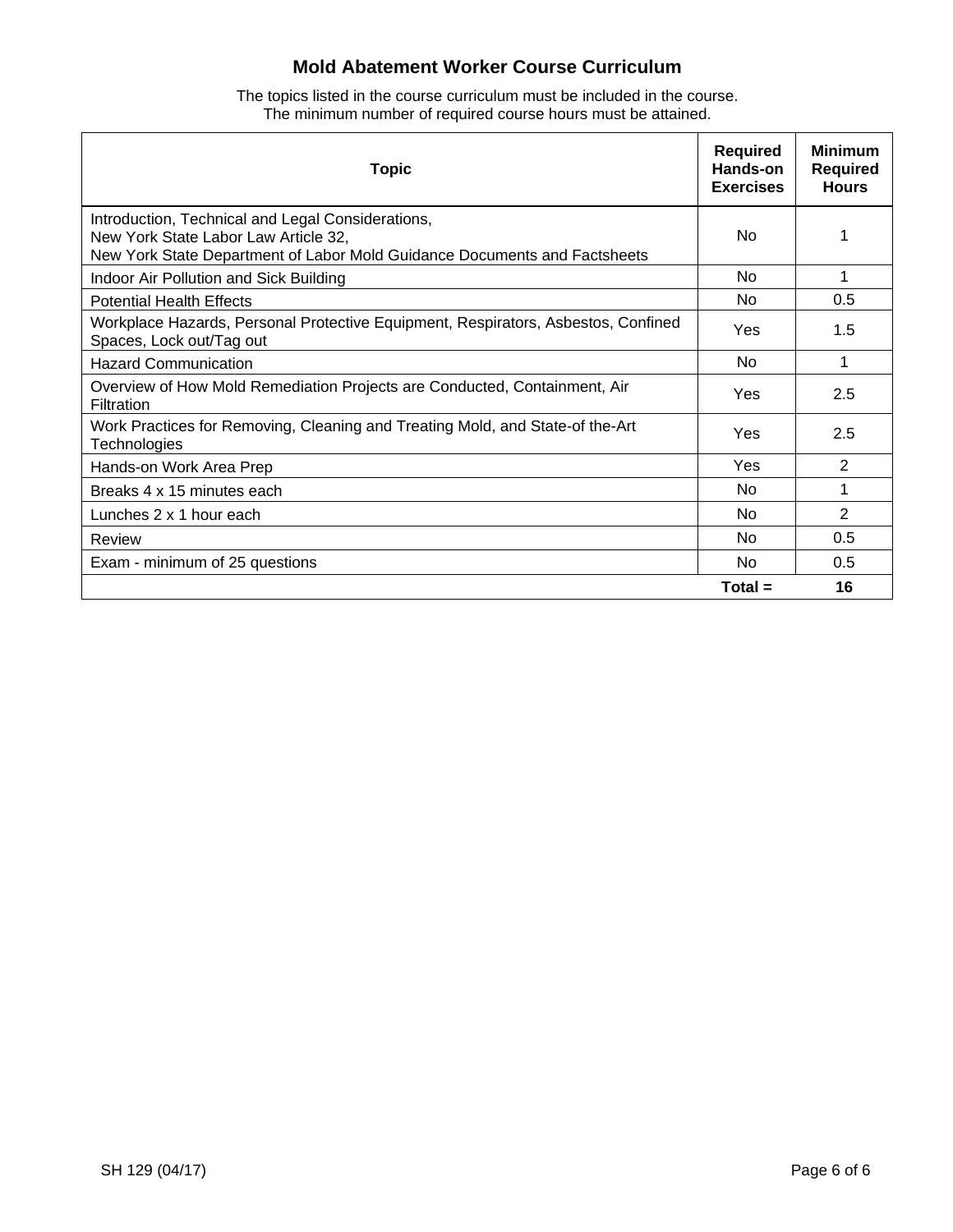# Mold Abatement Worker Course Curriculum

The topics listed in the course curriculum must be included in the course.
The minimum number of required course hours must be attained.

| Topic | Required Hands-on Exercises | Minimum Required Hours |
|---|---|---|
| Introduction, Technical and Legal Considerations,<br>New York State Labor Law Article 32,<br>New York State Department of Labor Mold Guidance Documents and Factsheets | No | 1 |
| Indoor Air Pollution and Sick Building | No | 1 |
| Potential Health Effects | No | 0.5 |
| Workplace Hazards, Personal Protective Equipment, Respirators, Asbestos, Confined Spaces, Lock out/Tag out | Yes | 1.5 |
| Hazard Communication | No | 1 |
| Overview of How Mold Remediation Projects are Conducted, Containment, Air Filtration | Yes | 2.5 |
| Work Practices for Removing, Cleaning and Treating Mold, and State-of the-Art Technologies | Yes | 2.5 |
| Hands-on Work Area Prep | Yes | 2 |
| Breaks 4 x 15 minutes each | No | 1 |
| Lunches 2 x 1 hour each | No | 2 |
| Review | No | 0.5 |
| Exam - minimum of 25 questions | No | 0.5 |
| | **Total =** | **16** |

SH 129 (04/17)